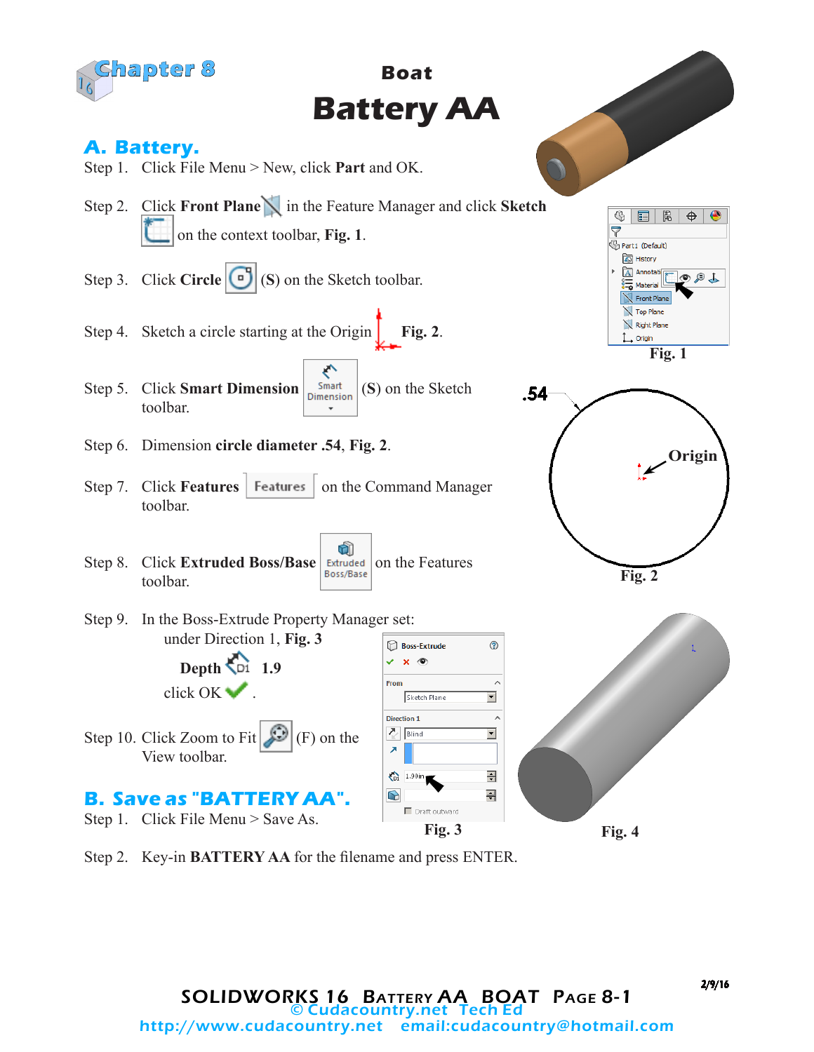# Chapter 8

## Boat

# Battery AA

## A. Battery.

Step 1. Click File Menu > New, click **Part** and OK.

Step 2. Click **Front Plane** in the Feature Manager and click **Sketch** on the context toolbar, **Fig. 1**.

Step 3. Click **Circle** (**S**) on the Sketch toolbar.

Step 4. Sketch a circle starting at the Origin **Fig. 2**.

Step 5. Click **Smart Dimension** (**S**) on the Sketch toolbar.

Step 6. Dimension **circle diameter .54**, **Fig. 2**.

Step 7. Click **Features** on the Command Manager toolbar.

Step 8. Click **Extruded Boss/Base** on the Features toolbar.

Step 9. In the Boss-Extrude Property Manager set:
under Direction 1, **Fig. 3**

**Depth** 1.9

click OK .

Step 10. Click Zoom to Fit (F) on the View toolbar.

**Fig. 1**

.54

Origin

**Fig. 2**

**Fig. 3**

**Fig. 4**

## B. Save as "BATTERY AA".

Step 1. Click File Menu > Save As.

Step 2. Key-in **BATTERY AA** for the filename and press ENTER.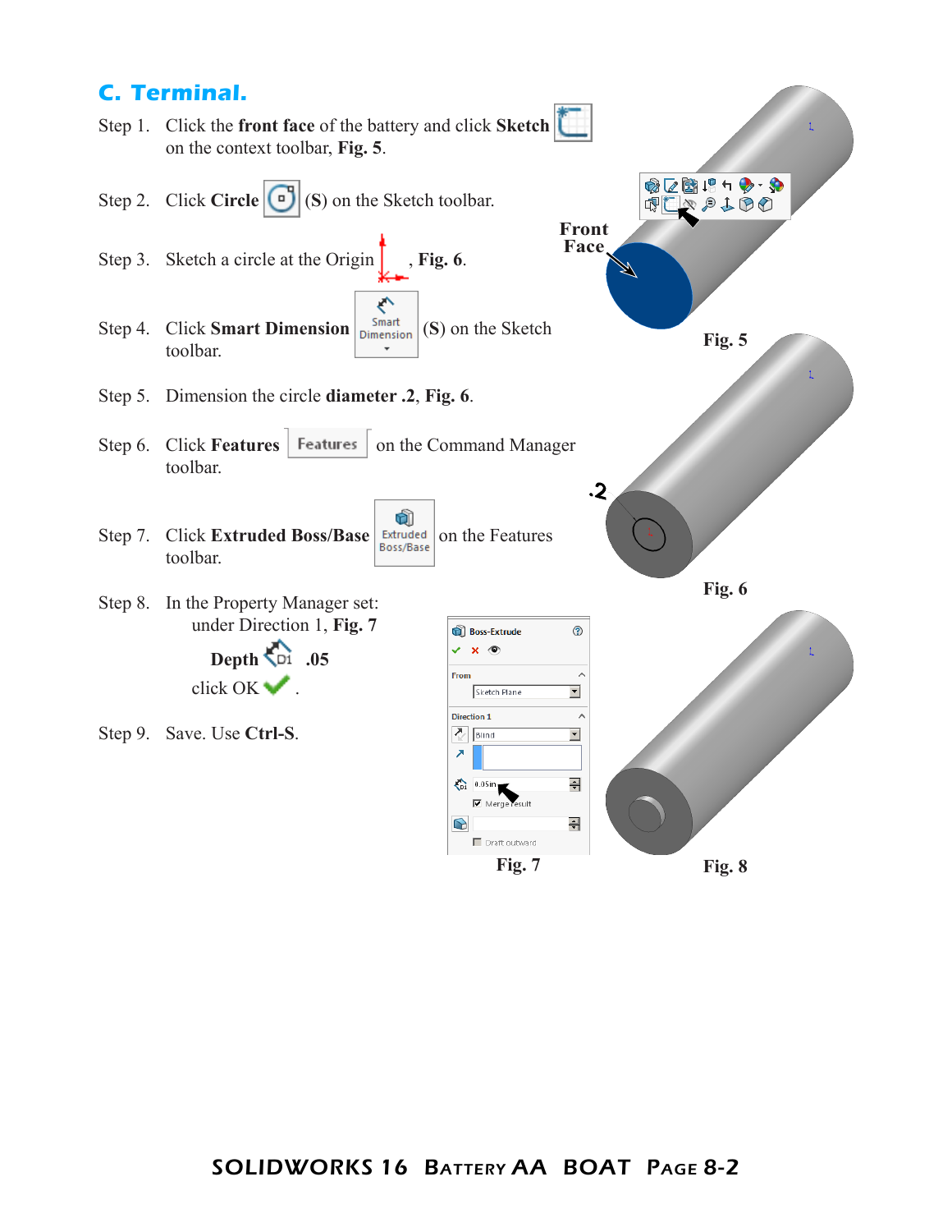## C. Terminal.

Step 1. Click the **front face** of the battery and click **Sketch** on the context toolbar, **Fig. 5**.

Step 2. Click **Circle** (**S**) on the Sketch toolbar.

Step 3. Sketch a circle at the Origin, **Fig. 6**.

Step 4. Click **Smart Dimension** (**S**) on the Sketch toolbar.

Step 5. Dimension the circle **diameter .2**, **Fig. 6**.

Step 6. Click **Features** on the Command Manager toolbar.

Step 7. Click **Extruded Boss/Base** on the Features toolbar.

Step 8. In the Property Manager set: under Direction 1, **Fig. 7**

**Depth** .05

click OK .

Step 9. Save. Use **Ctrl-S**.

Front Face

Fig. 5

.2

Fig. 6

Boss-Extrude

From

Sketch Plane

Direction 1

Blind

0.05in

Merge result

Draft outward

Fig. 7

Fig. 8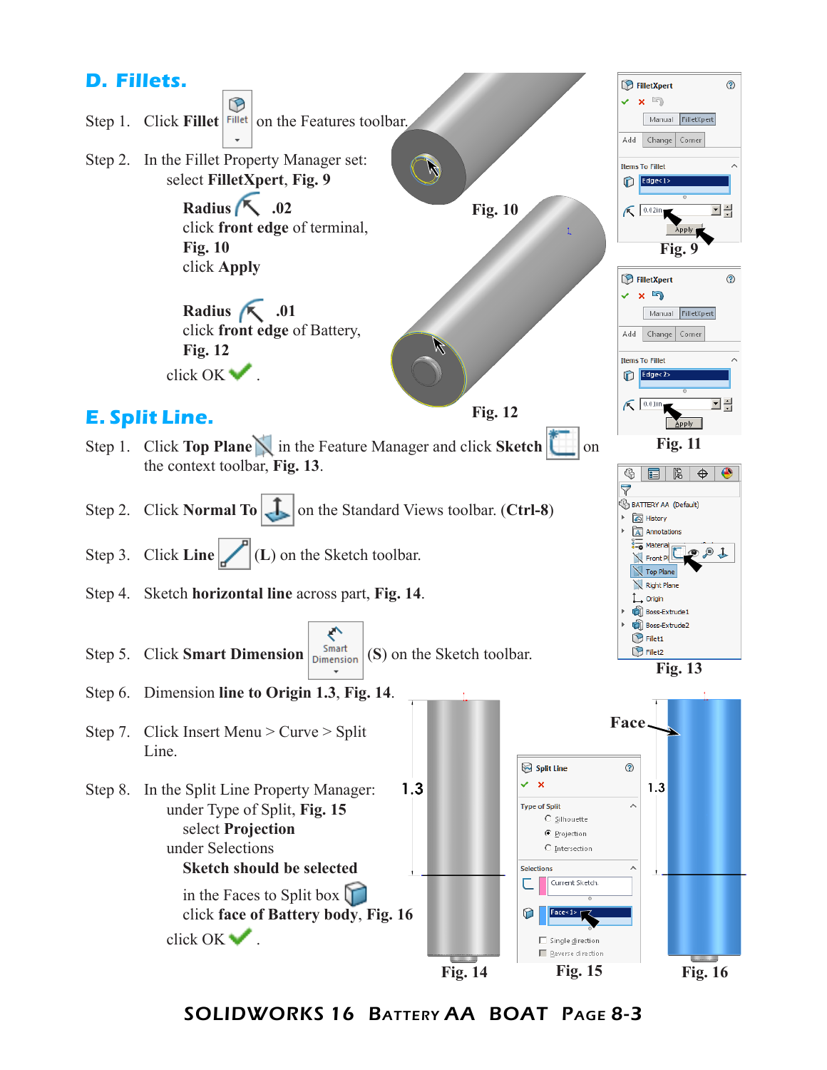## D. Fillets.

Step 1. Click **Fillet** on the Features toolbar.

Step 2. In the Fillet Property Manager set:
select **FilletXpert**, **Fig. 9**

**Radius** **.02**
click **front edge** of terminal,
**Fig. 10**
click **Apply**

**Radius** **.01**
click **front edge** of Battery,
**Fig. 12**
click OK .

Fig. 10

Fig. 9

Fig. 12

Fig. 11

## E. Split Line.

Step 1. Click **Top Plane** in the Feature Manager and click **Sketch** on the context toolbar, **Fig. 13**.

Fig. 13

Step 2. Click **Normal To** on the Standard Views toolbar. (**Ctrl-8**)

Step 3. Click **Line** (**L**) on the Sketch toolbar.

Step 4. Sketch **horizontal line** across part, **Fig. 14**.

Step 5. Click **Smart Dimension** (**S**) on the Sketch toolbar.

Step 6. Dimension **line to Origin 1.3**, **Fig. 14**.

Step 7. Click Insert Menu > Curve > Split Line.

Step 8. In the Split Line Property Manager:
under Type of Split, **Fig. 15**
select **Projection**
under Selections
**Sketch should be selected**

in the Faces to Split box
click **face of Battery body**, **Fig. 16**
click OK .

Fig. 14

Fig. 15

Fig. 16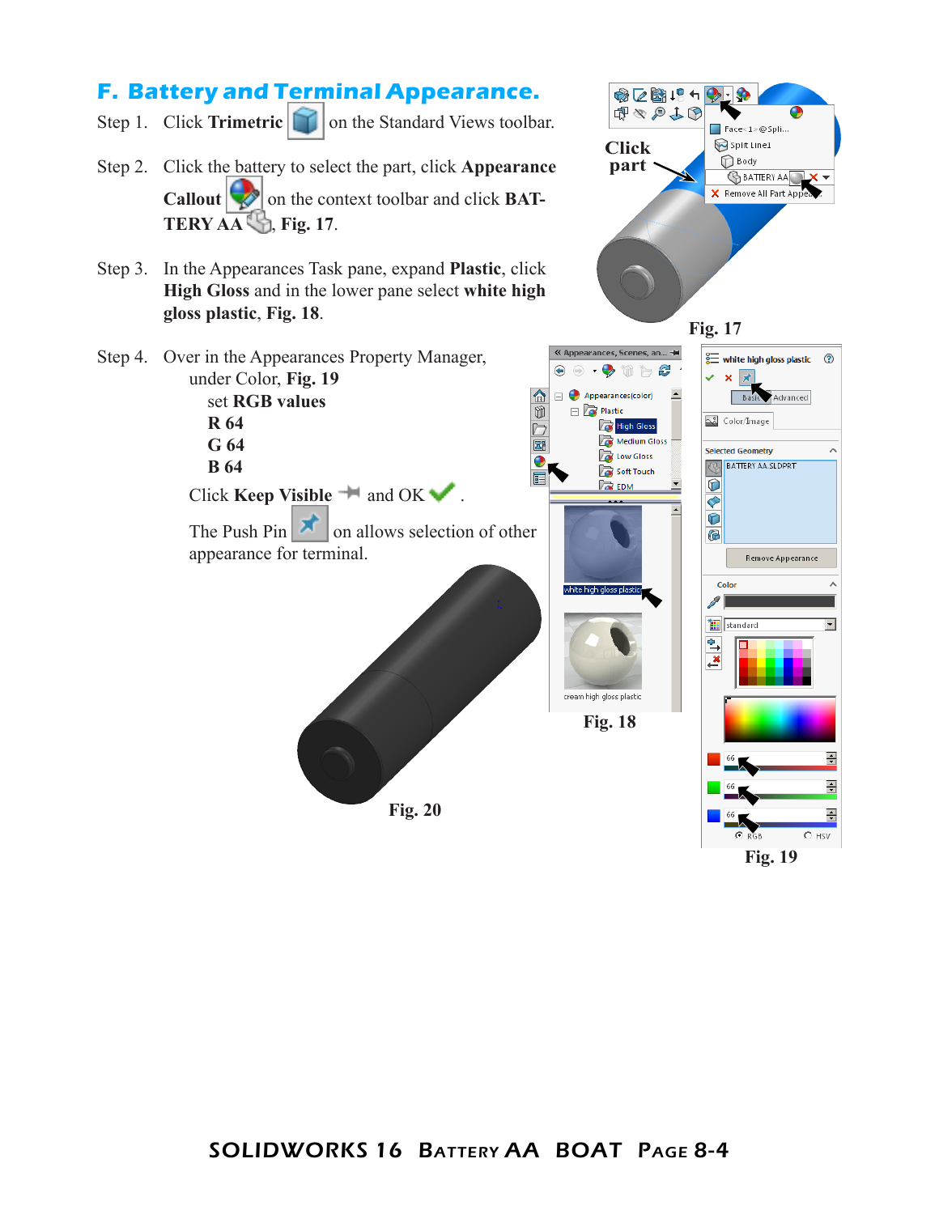## F. Battery and Terminal Appearance.

Step 1. Click **Trimetric** on the Standard Views toolbar.

Step 2. Click the battery to select the part, click **Appearance Callout** on the context toolbar and click **BATTERY AA**, **Fig. 17**.

Step 3. In the Appearances Task pane, expand **Plastic**, click **High Gloss** and in the lower pane select **white high gloss plastic**, **Fig. 18**.

Step 4. Over in the Appearances Property Manager, under Color, **Fig. 19**

set **RGB values**

**R 64**

**G 64**

**B 64**

Click **Keep Visible** and OK .

The Push Pin on allows selection of other appearance for terminal.

Click part

Fig. 17

Fig. 18

Fig. 19

Fig. 20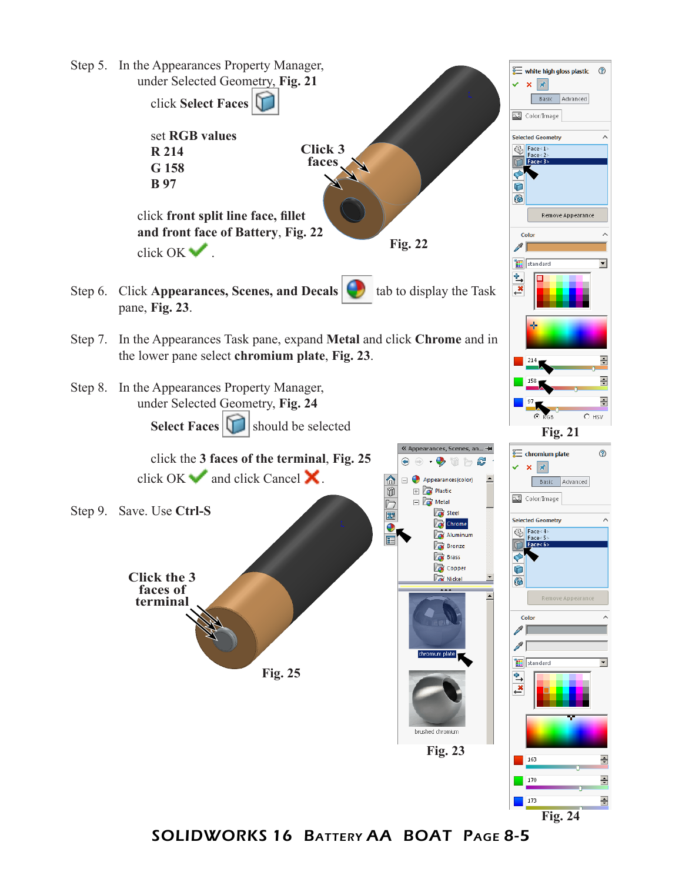Step 5. In the Appearances Property Manager, under Selected Geometry, **Fig. 21**

click **Select Faces**

set **RGB values**
**R 214**
**G 158**
**B 97**

click **front split line face, fillet and front face of Battery, Fig. 22**

click OK.

Click 3 faces

Fig. 22

Step 6. Click **Appearances, Scenes, and Decals** tab to display the Task pane, **Fig. 23**.

Step 7. In the Appearances Task pane, expand **Metal** and click **Chrome** and in the lower pane select **chromium plate**, **Fig. 23**.

Step 8. In the Appearances Property Manager, under Selected Geometry, **Fig. 24**

**Select Faces** should be selected

click the **3 faces of the terminal**, **Fig. 25**
click OK and click Cancel.

Step 9. Save. Use **Ctrl-S**

Click the 3 faces of terminal

Fig. 25

Fig. 21

Fig. 23

Fig. 24